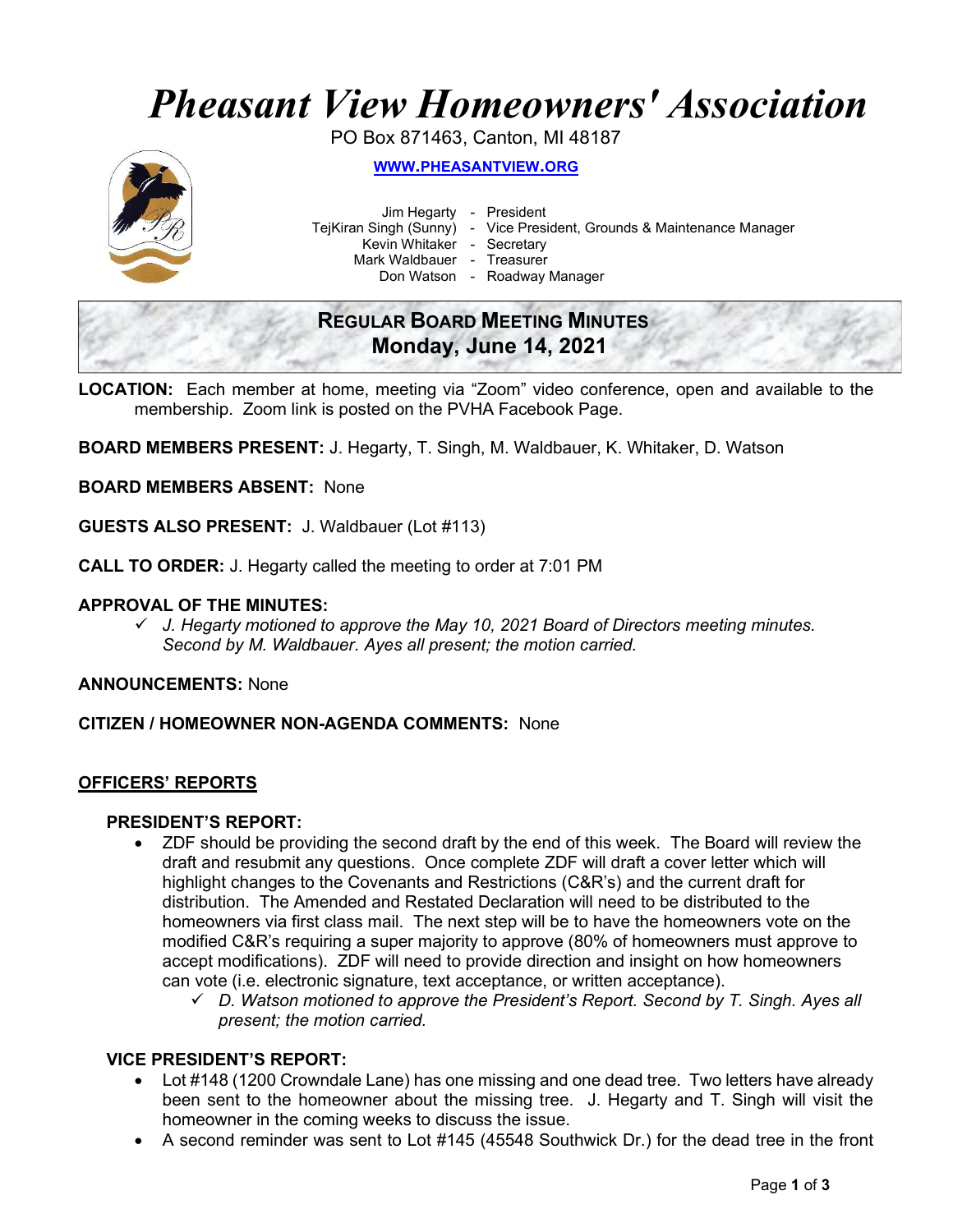# *Pheasant View Homeowners' Association*

PO Box 871463, Canton, MI 48187

**WWW.PHEASANTVIEW.ORG**

Jim Hegarty - President
TejKiran Singh (Sunny) - Vice President, Grounds & Maintenance Manager
Kevin Whitaker - Secretary
Mark Waldbauer - Treasurer
Don Watson - Roadway Manager

## REGULAR BOARD MEETING MINUTES
## Monday, June 14, 2021

**LOCATION:** Each member at home, meeting via "Zoom" video conference, open and available to the membership. Zoom link is posted on the PVHA Facebook Page.

**BOARD MEMBERS PRESENT:** J. Hegarty, T. Singh, M. Waldbauer, K. Whitaker, D. Watson

**BOARD MEMBERS ABSENT:** None

**GUESTS ALSO PRESENT:** J. Waldbauer (Lot #113)

**CALL TO ORDER:** J. Hegarty called the meeting to order at 7:01 PM

**APPROVAL OF THE MINUTES:**

- ✓ *J. Hegarty motioned to approve the May 10, 2021 Board of Directors meeting minutes. Second by M. Waldbauer. Ayes all present; the motion carried.*

**ANNOUNCEMENTS:** None

**CITIZEN / HOMEOWNER NON-AGENDA COMMENTS:** None

### OFFICERS' REPORTS

**PRESIDENT'S REPORT:**

- ZDF should be providing the second draft by the end of this week. The Board will review the draft and resubmit any questions. Once complete ZDF will draft a cover letter which will highlight changes to the Covenants and Restrictions (C&R's) and the current draft for distribution. The Amended and Restated Declaration will need to be distributed to the homeowners via first class mail. The next step will be to have the homeowners vote on the modified C&R's requiring a super majority to approve (80% of homeowners must approve to accept modifications). ZDF will need to provide direction and insight on how homeowners can vote (i.e. electronic signature, text acceptance, or written acceptance).
  - ✓ *D. Watson motioned to approve the President's Report. Second by T. Singh. Ayes all present; the motion carried.*

**VICE PRESIDENT'S REPORT:**

- Lot #148 (1200 Crowndale Lane) has one missing and one dead tree. Two letters have already been sent to the homeowner about the missing tree. J. Hegarty and T. Singh will visit the homeowner in the coming weeks to discuss the issue.
- A second reminder was sent to Lot #145 (45548 Southwick Dr.) for the dead tree in the front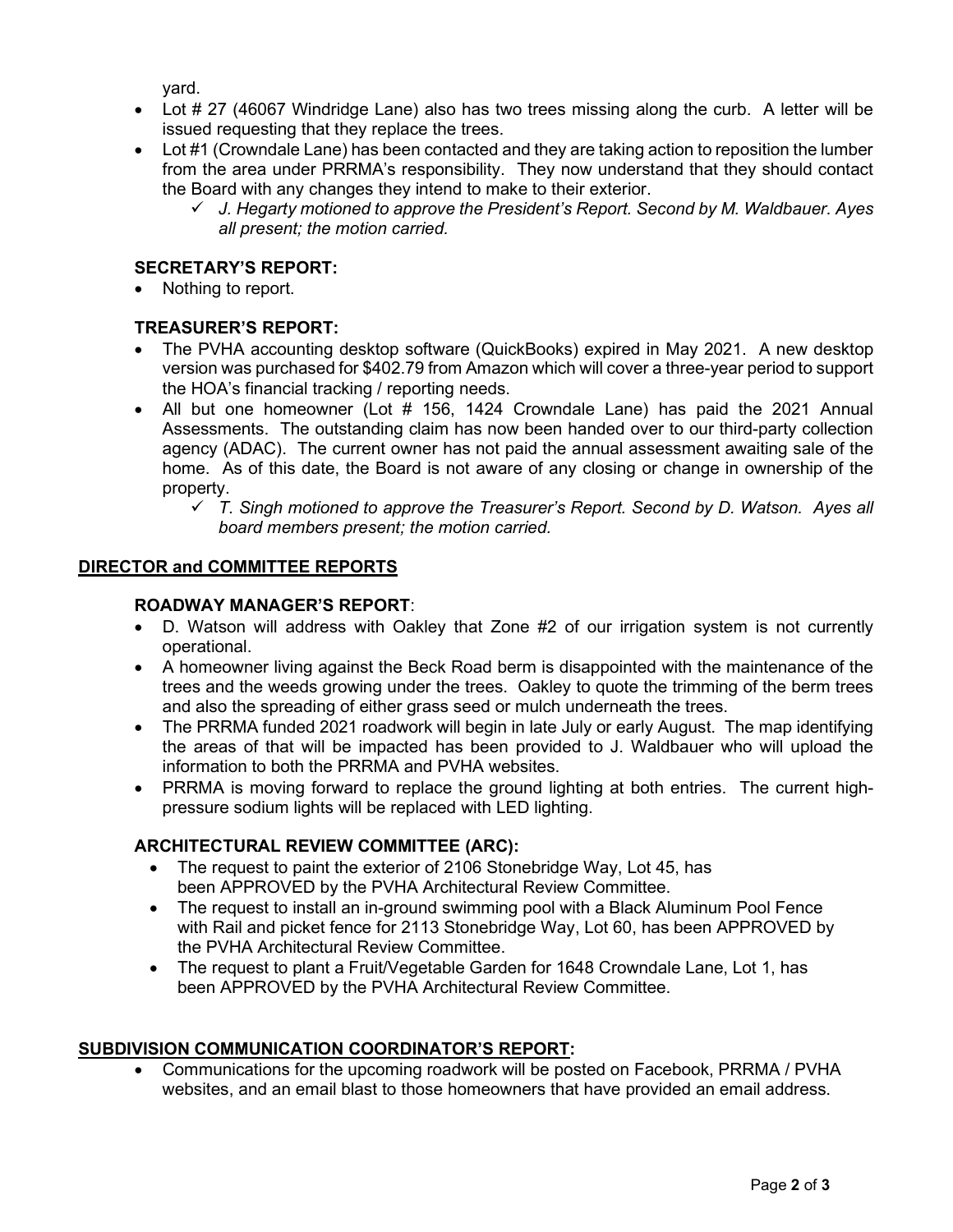yard.

- Lot # 27 (46067 Windridge Lane) also has two trees missing along the curb. A letter will be issued requesting that they replace the trees.
- Lot #1 (Crowndale Lane) has been contacted and they are taking action to reposition the lumber from the area under PRRMA's responsibility. They now understand that they should contact the Board with any changes they intend to make to their exterior.
  - ✓ *J. Hegarty motioned to approve the President's Report. Second by M. Waldbauer. Ayes all present; the motion carried.*

### SECRETARY'S REPORT:

- Nothing to report.

### TREASURER'S REPORT:

- The PVHA accounting desktop software (QuickBooks) expired in May 2021. A new desktop version was purchased for $402.79 from Amazon which will cover a three-year period to support the HOA's financial tracking / reporting needs.
- All but one homeowner (Lot # 156, 1424 Crowndale Lane) has paid the 2021 Annual Assessments. The outstanding claim has now been handed over to our third-party collection agency (ADAC). The current owner has not paid the annual assessment awaiting sale of the home. As of this date, the Board is not aware of any closing or change in ownership of the property.
  - ✓ *T. Singh motioned to approve the Treasurer's Report. Second by D. Watson. Ayes all board members present; the motion carried.*

## DIRECTOR and COMMITTEE REPORTS

### ROADWAY MANAGER'S REPORT:

- D. Watson will address with Oakley that Zone #2 of our irrigation system is not currently operational.
- A homeowner living against the Beck Road berm is disappointed with the maintenance of the trees and the weeds growing under the trees. Oakley to quote the trimming of the berm trees and also the spreading of either grass seed or mulch underneath the trees.
- The PRRMA funded 2021 roadwork will begin in late July or early August. The map identifying the areas of that will be impacted has been provided to J. Waldbauer who will upload the information to both the PRRMA and PVHA websites.
- PRRMA is moving forward to replace the ground lighting at both entries. The current high-pressure sodium lights will be replaced with LED lighting.

### ARCHITECTURAL REVIEW COMMITTEE (ARC):

- The request to paint the exterior of 2106 Stonebridge Way, Lot 45, has been APPROVED by the PVHA Architectural Review Committee.
- The request to install an in-ground swimming pool with a Black Aluminum Pool Fence with Rail and picket fence for 2113 Stonebridge Way, Lot 60, has been APPROVED by the PVHA Architectural Review Committee.
- The request to plant a Fruit/Vegetable Garden for 1648 Crowndale Lane, Lot 1, has been APPROVED by the PVHA Architectural Review Committee.

## SUBDIVISION COMMUNICATION COORDINATOR'S REPORT:

- Communications for the upcoming roadwork will be posted on Facebook, PRRMA / PVHA websites, and an email blast to those homeowners that have provided an email address.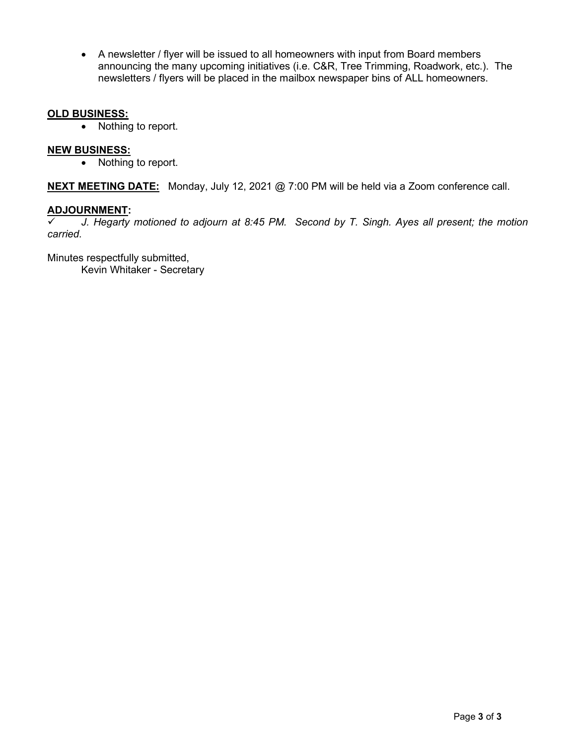- A newsletter / flyer will be issued to all homeowners with input from Board members announcing the many upcoming initiatives (i.e. C&R, Tree Trimming, Roadwork, etc.). The newsletters / flyers will be placed in the mailbox newspaper bins of ALL homeowners.

**OLD BUSINESS:**

- Nothing to report.

**NEW BUSINESS:**

- Nothing to report.

**NEXT MEETING DATE:** Monday, July 12, 2021 @ 7:00 PM will be held via a Zoom conference call.

**ADJOURNMENT:**

✓ *J. Hegarty motioned to adjourn at 8:45 PM. Second by T. Singh. Ayes all present; the motion carried.*

Minutes respectfully submitted,
Kevin Whitaker - Secretary